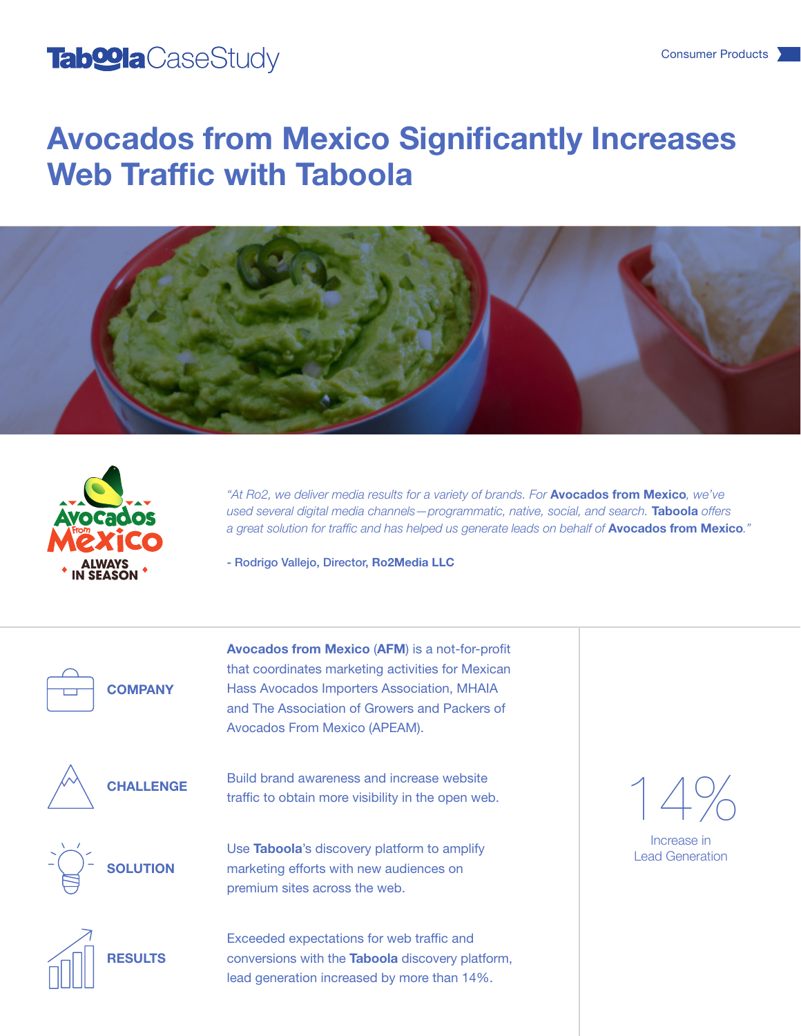Taboola CaseStudy

Consumer Products

# Avocados from Mexico Significantly Increases Web Traffic with Taboola

*"At Ro2, we deliver media results for a variety of brands. For **Avocados from Mexico**, we've used several digital media channels—programmatic, native, social, and search. **Taboola** offers a great solution for traffic and has helped us generate leads on behalf of **Avocados from Mexico**."*

**- Rodrigo Vallejo, Director, Ro2Media LLC**

### COMPANY

**Avocados from Mexico** (**AFM**) is a not-for-profit that coordinates marketing activities for Mexican Hass Avocados Importers Association, MHAIA and The Association of Growers and Packers of Avocados From Mexico (APEAM).

### CHALLENGE

Build brand awareness and increase website traffic to obtain more visibility in the open web.

### SOLUTION

Use **Taboola**'s discovery platform to amplify marketing efforts with new audiences on premium sites across the web.

### RESULTS

Exceeded expectations for web traffic and conversions with the **Taboola** discovery platform, lead generation increased by more than 14%.

**14%**

Increase in Lead Generation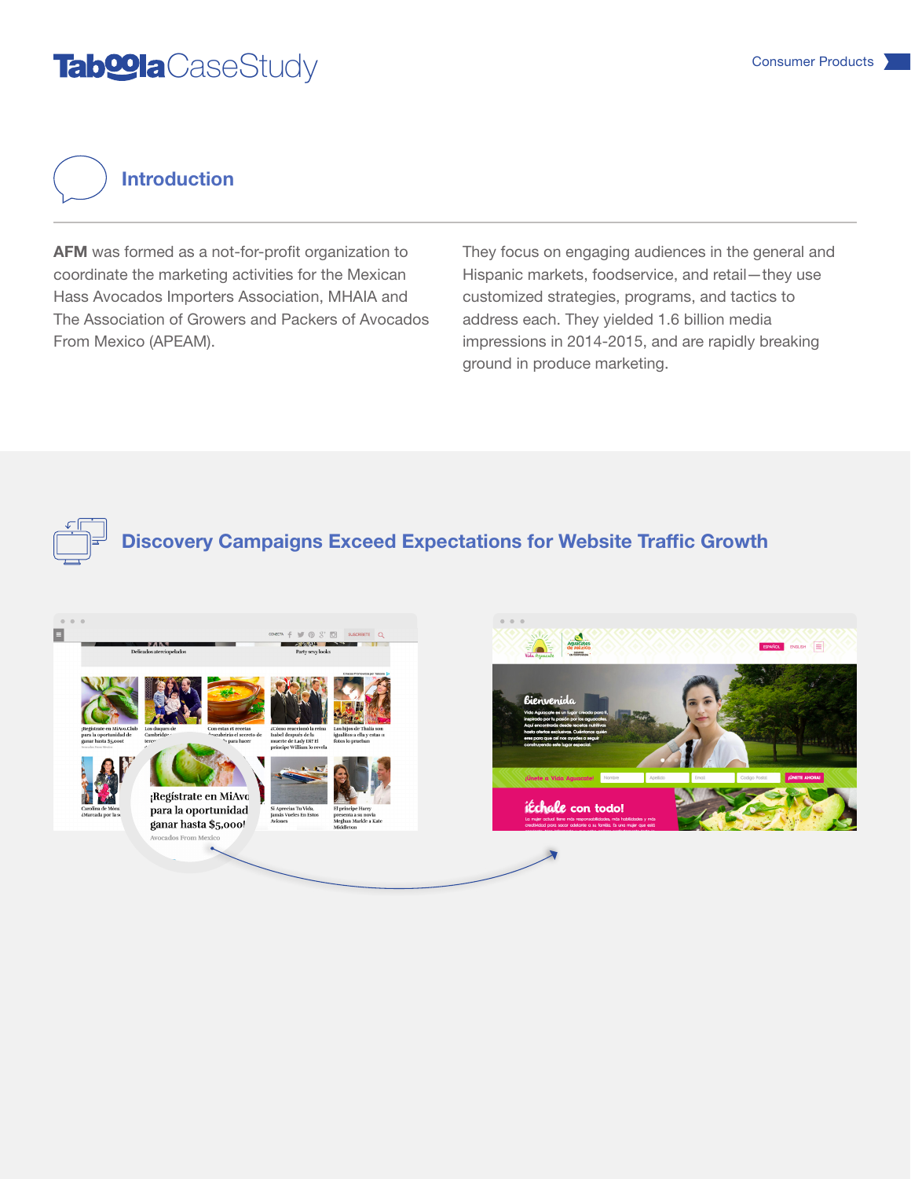# Taboola Case Study

Consumer Products

## Introduction

**AFM** was formed as a not-for-profit organization to coordinate the marketing activities for the Mexican Hass Avocados Importers Association, MHAIA and The Association of Growers and Packers of Avocados From Mexico (APEAM).

They focus on engaging audiences in the general and Hispanic markets, foodservice, and retail—they use customized strategies, programs, and tactics to address each. They yielded 1.6 billion media impressions in 2014-2015, and are rapidly breaking ground in produce marketing.

## Discovery Campaigns Exceed Expectations for Website Traffic Growth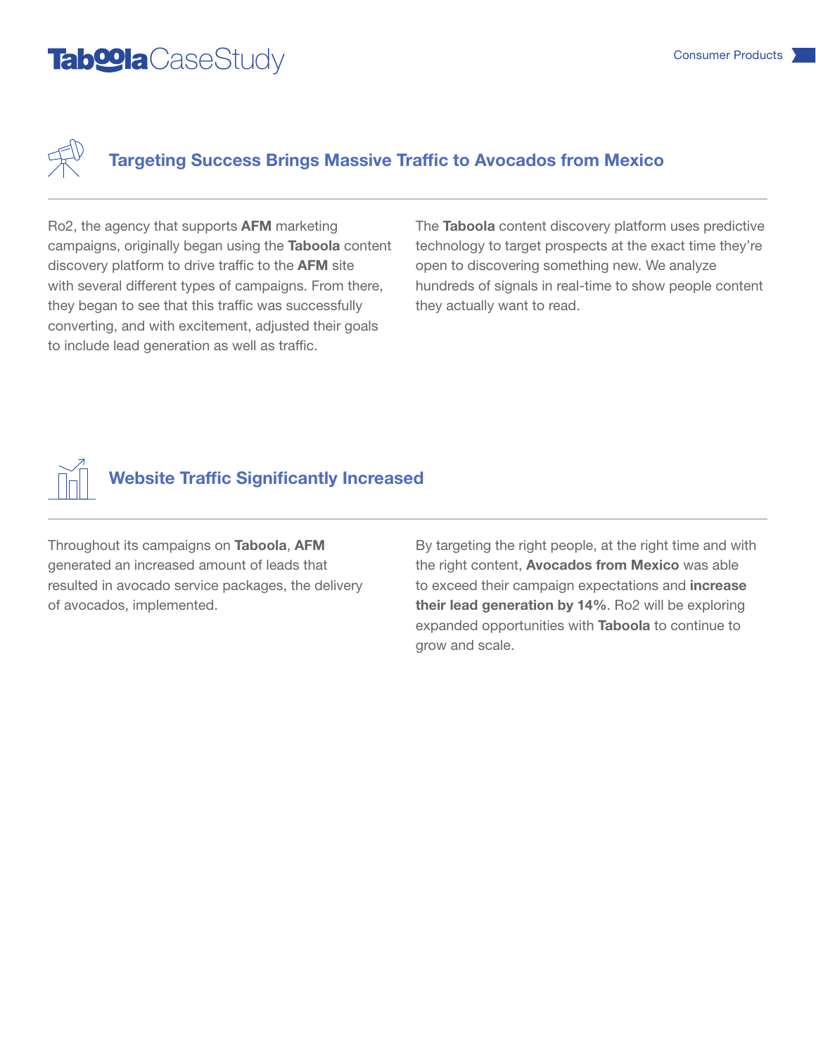## Targeting Success Brings Massive Traffic to Avocados from Mexico

Ro2, the agency that supports **AFM** marketing campaigns, originally began using the **Taboola** content discovery platform to drive traffic to the **AFM** site with several different types of campaigns. From there, they began to see that this traffic was successfully converting, and with excitement, adjusted their goals to include lead generation as well as traffic.

The **Taboola** content discovery platform uses predictive technology to target prospects at the exact time they're open to discovering something new. We analyze hundreds of signals in real-time to show people content they actually want to read.

## Website Traffic Significantly Increased

Throughout its campaigns on **Taboola**, **AFM** generated an increased amount of leads that resulted in avocado service packages, the delivery of avocados, implemented.

By targeting the right people, at the right time and with the right content, **Avocados from Mexico** was able to exceed their campaign expectations and **increase their lead generation by 14%**. Ro2 will be exploring expanded opportunities with **Taboola** to continue to grow and scale.